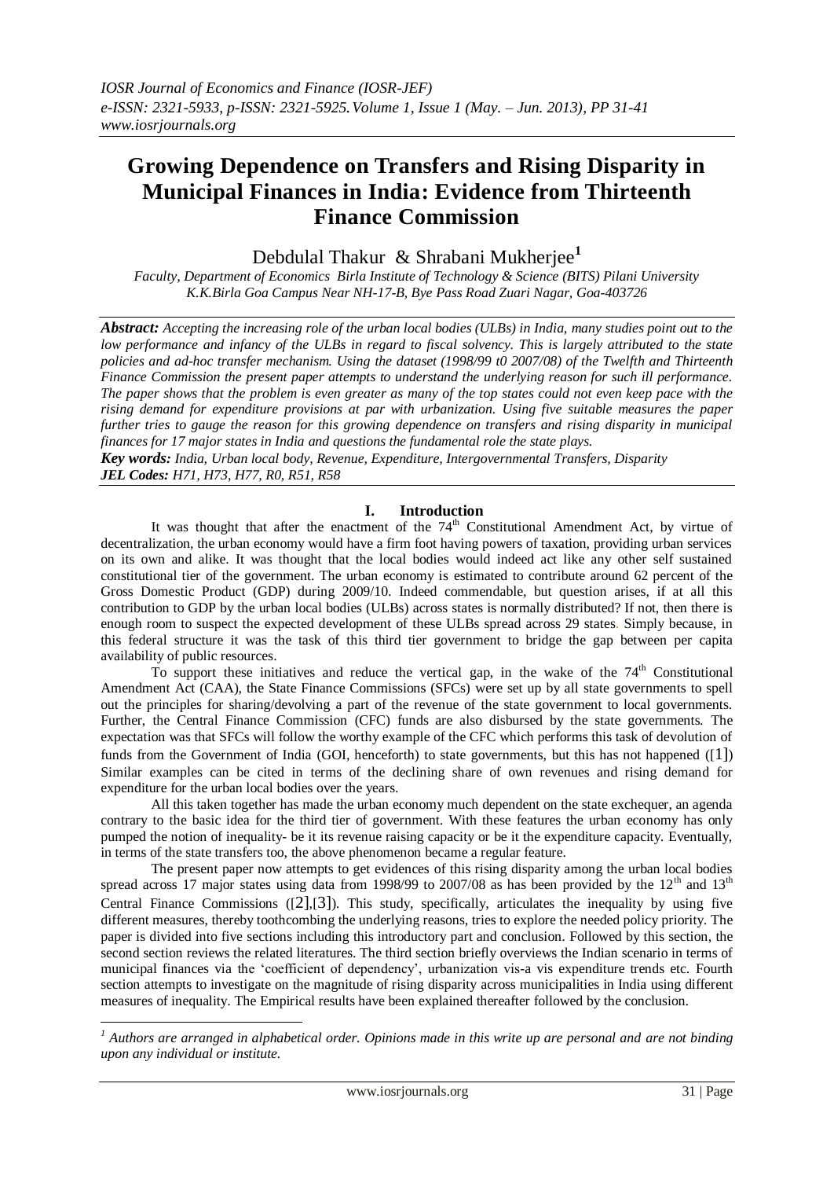# Growing Dependence on Transfers and Rising Disparity in Municipal Finances in India: Evidence from Thirteenth Finance Commission

Debdulal Thakur & Shrabani Mukherjee[1]

*Faculty, Department of Economics Birla Institute of Technology & Science (BITS) Pilani University K.K.Birla Goa Campus Near NH-17-B, Bye Pass Road Zuari Nagar, Goa-403726*

***Abstract:*** *Accepting the increasing role of the urban local bodies (ULBs) in India, many studies point out to the low performance and infancy of the ULBs in regard to fiscal solvency. This is largely attributed to the state policies and ad-hoc transfer mechanism. Using the dataset (1998/99 t0 2007/08) of the Twelfth and Thirteenth Finance Commission the present paper attempts to understand the underlying reason for such ill performance. The paper shows that the problem is even greater as many of the top states could not even keep pace with the rising demand for expenditure provisions at par with urbanization. Using five suitable measures the paper further tries to gauge the reason for this growing dependence on transfers and rising disparity in municipal finances for 17 major states in India and questions the fundamental role the state plays.*

***Key words:*** *India, Urban local body, Revenue, Expenditure, Intergovernmental Transfers, Disparity*

***JEL Codes:*** *H71, H73, H77, R0, R51, R58*

## I. Introduction

It was thought that after the enactment of the 74th Constitutional Amendment Act, by virtue of decentralization, the urban economy would have a firm foot having powers of taxation, providing urban services on its own and alike. It was thought that the local bodies would indeed act like any other self sustained constitutional tier of the government. The urban economy is estimated to contribute around 62 percent of the Gross Domestic Product (GDP) during 2009/10. Indeed commendable, but question arises, if at all this contribution to GDP by the urban local bodies (ULBs) across states is normally distributed? If not, then there is enough room to suspect the expected development of these ULBs spread across 29 states. Simply because, in this federal structure it was the task of this third tier government to bridge the gap between per capita availability of public resources.

To support these initiatives and reduce the vertical gap, in the wake of the 74th Constitutional Amendment Act (CAA), the State Finance Commissions (SFCs) were set up by all state governments to spell out the principles for sharing/devolving a part of the revenue of the state government to local governments. Further, the Central Finance Commission (CFC) funds are also disbursed by the state governments. The expectation was that SFCs will follow the worthy example of the CFC which performs this task of devolution of funds from the Government of India (GOI, henceforth) to state governments, but this has not happened ([1]) Similar examples can be cited in terms of the declining share of own revenues and rising demand for expenditure for the urban local bodies over the years.

All this taken together has made the urban economy much dependent on the state exchequer, an agenda contrary to the basic idea for the third tier of government. With these features the urban economy has only pumped the notion of inequality- be it its revenue raising capacity or be it the expenditure capacity. Eventually, in terms of the state transfers too, the above phenomenon became a regular feature.

The present paper now attempts to get evidences of this rising disparity among the urban local bodies spread across 17 major states using data from 1998/99 to 2007/08 as has been provided by the 12th and 13th Central Finance Commissions ([2],[3]). This study, specifically, articulates the inequality by using five different measures, thereby toothcombing the underlying reasons, tries to explore the needed policy priority. The paper is divided into five sections including this introductory part and conclusion. Followed by this section, the second section reviews the related literatures. The third section briefly overviews the Indian scenario in terms of municipal finances via the 'coefficient of dependency', urbanization vis-a vis expenditure trends etc. Fourth section attempts to investigate on the magnitude of rising disparity across municipalities in India using different measures of inequality. The Empirical results have been explained thereafter followed by the conclusion.

---

[1] *Authors are arranged in alphabetical order. Opinions made in this write up are personal and are not binding upon any individual or institute.*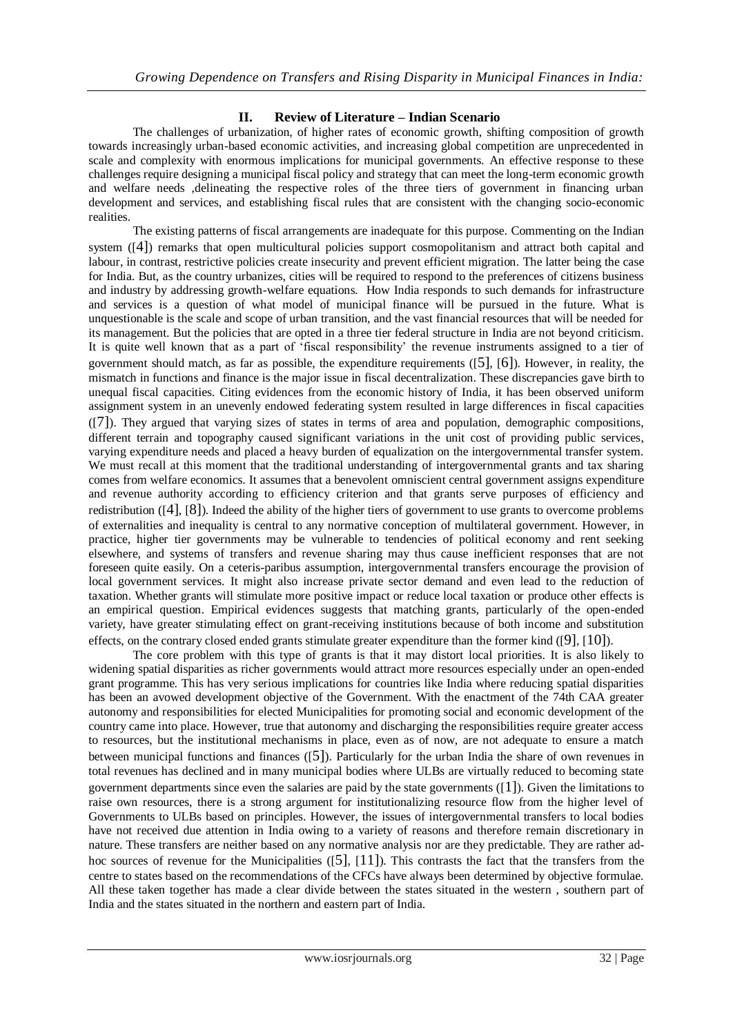## II. Review of Literature – Indian Scenario

The challenges of urbanization, of higher rates of economic growth, shifting composition of growth towards increasingly urban-based economic activities, and increasing global competition are unprecedented in scale and complexity with enormous implications for municipal governments. An effective response to these challenges require designing a municipal fiscal policy and strategy that can meet the long-term economic growth and welfare needs ,delineating the respective roles of the three tiers of government in financing urban development and services, and establishing fiscal rules that are consistent with the changing socio-economic realities.

The existing patterns of fiscal arrangements are inadequate for this purpose. Commenting on the Indian system ([4]) remarks that open multicultural policies support cosmopolitanism and attract both capital and labour, in contrast, restrictive policies create insecurity and prevent efficient migration. The latter being the case for India. But, as the country urbanizes, cities will be required to respond to the preferences of citizens business and industry by addressing growth-welfare equations. How India responds to such demands for infrastructure and services is a question of what model of municipal finance will be pursued in the future. What is unquestionable is the scale and scope of urban transition, and the vast financial resources that will be needed for its management. But the policies that are opted in a three tier federal structure in India are not beyond criticism. It is quite well known that as a part of 'fiscal responsibility' the revenue instruments assigned to a tier of government should match, as far as possible, the expenditure requirements ([5], [6]). However, in reality, the mismatch in functions and finance is the major issue in fiscal decentralization. These discrepancies gave birth to unequal fiscal capacities. Citing evidences from the economic history of India, it has been observed uniform assignment system in an unevenly endowed federating system resulted in large differences in fiscal capacities ([7]). They argued that varying sizes of states in terms of area and population, demographic compositions, different terrain and topography caused significant variations in the unit cost of providing public services, varying expenditure needs and placed a heavy burden of equalization on the intergovernmental transfer system. We must recall at this moment that the traditional understanding of intergovernmental grants and tax sharing comes from welfare economics. It assumes that a benevolent omniscient central government assigns expenditure and revenue authority according to efficiency criterion and that grants serve purposes of efficiency and redistribution ([4], [8]). Indeed the ability of the higher tiers of government to use grants to overcome problems of externalities and inequality is central to any normative conception of multilateral government. However, in practice, higher tier governments may be vulnerable to tendencies of political economy and rent seeking elsewhere, and systems of transfers and revenue sharing may thus cause inefficient responses that are not foreseen quite easily. On a ceteris-paribus assumption, intergovernmental transfers encourage the provision of local government services. It might also increase private sector demand and even lead to the reduction of taxation. Whether grants will stimulate more positive impact or reduce local taxation or produce other effects is an empirical question. Empirical evidences suggests that matching grants, particularly of the open-ended variety, have greater stimulating effect on grant-receiving institutions because of both income and substitution effects, on the contrary closed ended grants stimulate greater expenditure than the former kind ([9], [10]).

The core problem with this type of grants is that it may distort local priorities. It is also likely to widening spatial disparities as richer governments would attract more resources especially under an open-ended grant programme. This has very serious implications for countries like India where reducing spatial disparities has been an avowed development objective of the Government. With the enactment of the 74th CAA greater autonomy and responsibilities for elected Municipalities for promoting social and economic development of the country came into place. However, true that autonomy and discharging the responsibilities require greater access to resources, but the institutional mechanisms in place, even as of now, are not adequate to ensure a match between municipal functions and finances ([5]). Particularly for the urban India the share of own revenues in total revenues has declined and in many municipal bodies where ULBs are virtually reduced to becoming state government departments since even the salaries are paid by the state governments ([1]). Given the limitations to raise own resources, there is a strong argument for institutionalizing resource flow from the higher level of Governments to ULBs based on principles. However, the issues of intergovernmental transfers to local bodies have not received due attention in India owing to a variety of reasons and therefore remain discretionary in nature. These transfers are neither based on any normative analysis nor are they predictable. They are rather ad-hoc sources of revenue for the Municipalities ([5], [11]). This contrasts the fact that the transfers from the centre to states based on the recommendations of the CFCs have always been determined by objective formulae. All these taken together has made a clear divide between the states situated in the western , southern part of India and the states situated in the northern and eastern part of India.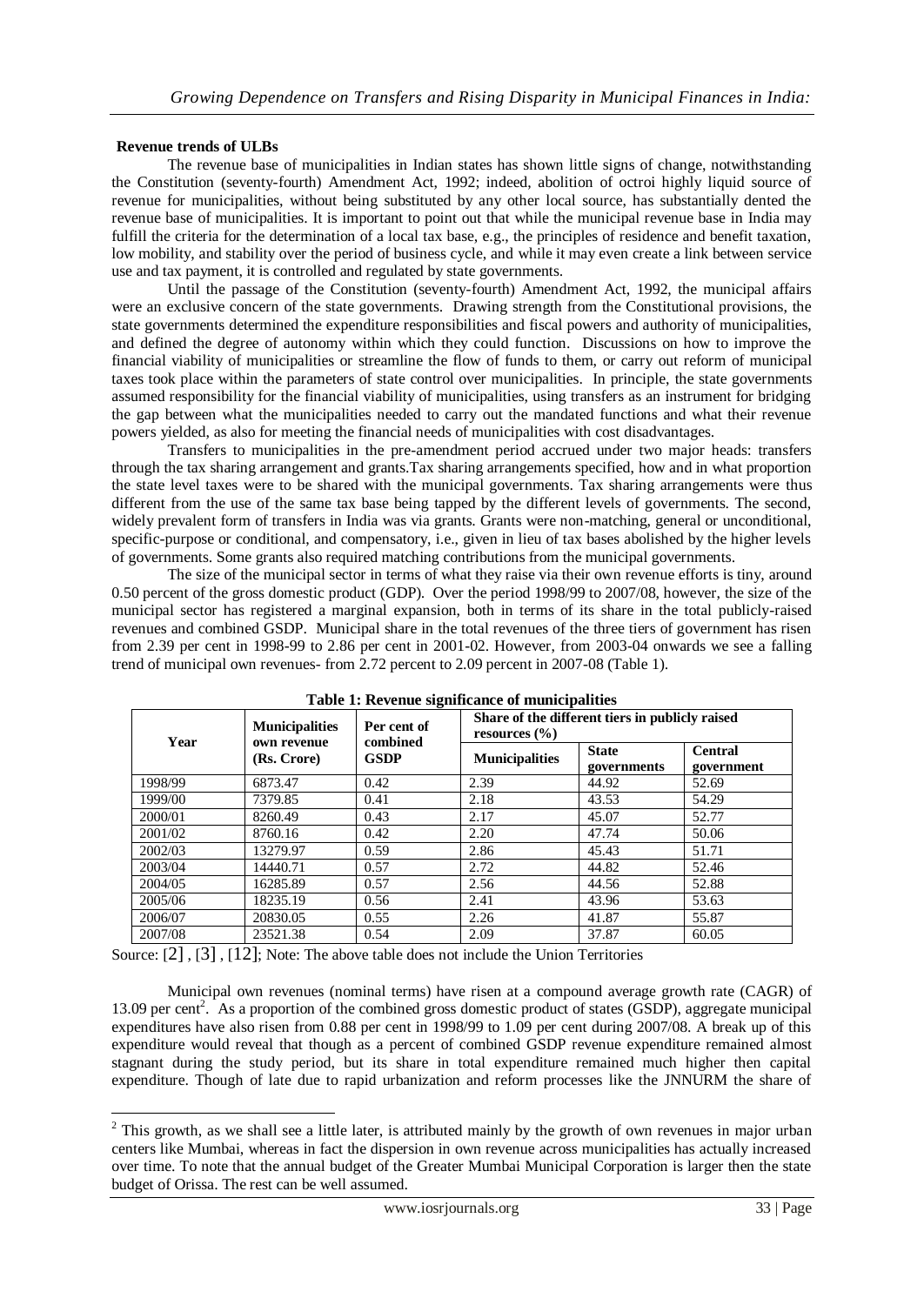**Revenue trends of ULBs**

The revenue base of municipalities in Indian states has shown little signs of change, notwithstanding the Constitution (seventy-fourth) Amendment Act, 1992; indeed, abolition of octroi highly liquid source of revenue for municipalities, without being substituted by any other local source, has substantially dented the revenue base of municipalities. It is important to point out that while the municipal revenue base in India may fulfill the criteria for the determination of a local tax base, e.g., the principles of residence and benefit taxation, low mobility, and stability over the period of business cycle, and while it may even create a link between service use and tax payment, it is controlled and regulated by state governments.

Until the passage of the Constitution (seventy-fourth) Amendment Act, 1992, the municipal affairs were an exclusive concern of the state governments. Drawing strength from the Constitutional provisions, the state governments determined the expenditure responsibilities and fiscal powers and authority of municipalities, and defined the degree of autonomy within which they could function. Discussions on how to improve the financial viability of municipalities or streamline the flow of funds to them, or carry out reform of municipal taxes took place within the parameters of state control over municipalities. In principle, the state governments assumed responsibility for the financial viability of municipalities, using transfers as an instrument for bridging the gap between what the municipalities needed to carry out the mandated functions and what their revenue powers yielded, as also for meeting the financial needs of municipalities with cost disadvantages.

Transfers to municipalities in the pre-amendment period accrued under two major heads: transfers through the tax sharing arrangement and grants.Tax sharing arrangements specified, how and in what proportion the state level taxes were to be shared with the municipal governments. Tax sharing arrangements were thus different from the use of the same tax base being tapped by the different levels of governments. The second, widely prevalent form of transfers in India was via grants. Grants were non-matching, general or unconditional, specific-purpose or conditional, and compensatory, i.e., given in lieu of tax bases abolished by the higher levels of governments. Some grants also required matching contributions from the municipal governments.

The size of the municipal sector in terms of what they raise via their own revenue efforts is tiny, around 0.50 percent of the gross domestic product (GDP). Over the period 1998/99 to 2007/08, however, the size of the municipal sector has registered a marginal expansion, both in terms of its share in the total publicly-raised revenues and combined GSDP. Municipal share in the total revenues of the three tiers of government has risen from 2.39 per cent in 1998-99 to 2.86 per cent in 2001-02. However, from 2003-04 onwards we see a falling trend of municipal own revenues- from 2.72 percent to 2.09 percent in 2007-08 (Table 1).

**Table 1: Revenue significance of municipalities**

| Year | Municipalities own revenue (Rs. Crore) | Per cent of combined GSDP | Share of the different tiers in publicly raised resources (%) | | |
|---|---|---|---|---|---|
| | | | Municipalities | State governments | Central government |
| 1998/99 | 6873.47 | 0.42 | 2.39 | 44.92 | 52.69 |
| 1999/00 | 7379.85 | 0.41 | 2.18 | 43.53 | 54.29 |
| 2000/01 | 8260.49 | 0.43 | 2.17 | 45.07 | 52.77 |
| 2001/02 | 8760.16 | 0.42 | 2.20 | 47.74 | 50.06 |
| 2002/03 | 13279.97 | 0.59 | 2.86 | 45.43 | 51.71 |
| 2003/04 | 14440.71 | 0.57 | 2.72 | 44.82 | 52.46 |
| 2004/05 | 16285.89 | 0.57 | 2.56 | 44.56 | 52.88 |
| 2005/06 | 18235.19 | 0.56 | 2.41 | 43.96 | 53.63 |
| 2006/07 | 20830.05 | 0.55 | 2.26 | 41.87 | 55.87 |
| 2007/08 | 23521.38 | 0.54 | 2.09 | 37.87 | 60.05 |

Source: [2] , [3] , [12]; Note: The above table does not include the Union Territories

Municipal own revenues (nominal terms) have risen at a compound average growth rate (CAGR) of 13.09 per cent[2]. As a proportion of the combined gross domestic product of states (GSDP), aggregate municipal expenditures have also risen from 0.88 per cent in 1998/99 to 1.09 per cent during 2007/08. A break up of this expenditure would reveal that though as a percent of combined GSDP revenue expenditure remained almost stagnant during the study period, but its share in total expenditure remained much higher then capital expenditure. Though of late due to rapid urbanization and reform processes like the JNNURM the share of

[2] This growth, as we shall see a little later, is attributed mainly by the growth of own revenues in major urban centers like Mumbai, whereas in fact the dispersion in own revenue across municipalities has actually increased over time. To note that the annual budget of the Greater Mumbai Municipal Corporation is larger then the state budget of Orissa. The rest can be well assumed.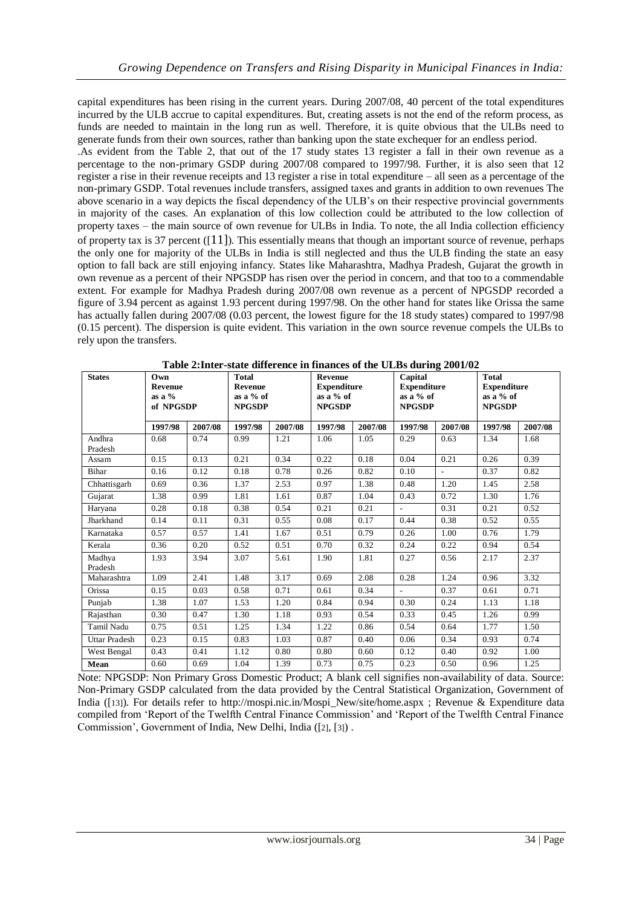capital expenditures has been rising in the current years. During 2007/08, 40 percent of the total expenditures incurred by the ULB accrue to capital expenditures. But, creating assets is not the end of the reform process, as funds are needed to maintain in the long run as well. Therefore, it is quite obvious that the ULBs need to generate funds from their own sources, rather than banking upon the state exchequer for an endless period.

.As evident from the Table 2, that out of the 17 study states 13 register a fall in their own revenue as a percentage to the non-primary GSDP during 2007/08 compared to 1997/98. Further, it is also seen that 12 register a rise in their revenue receipts and 13 register a rise in total expenditure – all seen as a percentage of the non-primary GSDP. Total revenues include transfers, assigned taxes and grants in addition to own revenues The above scenario in a way depicts the fiscal dependency of the ULB's on their respective provincial governments in majority of the cases. An explanation of this low collection could be attributed to the low collection of property taxes – the main source of own revenue for ULBs in India. To note, the all India collection efficiency of property tax is 37 percent ([11]). This essentially means that though an important source of revenue, perhaps the only one for majority of the ULBs in India is still neglected and thus the ULB finding the state an easy option to fall back are still enjoying infancy. States like Maharashtra, Madhya Pradesh, Gujarat the growth in own revenue as a percent of their NPGSDP has risen over the period in concern, and that too to a commendable extent. For example for Madhya Pradesh during 2007/08 own revenue as a percent of NPGSDP recorded a figure of 3.94 percent as against 1.93 percent during 1997/98. On the other hand for states like Orissa the same has actually fallen during 2007/08 (0.03 percent, the lowest figure for the 18 study states) compared to 1997/98 (0.15 percent). The dispersion is quite evident. This variation in the own source revenue compels the ULBs to rely upon the transfers.

**Table 2:Inter-state difference in finances of the ULBs during 2001/02**

| States | Own Revenue as a % of NPGSDP | | Total Revenue as a % of NPGSDP | | Revenue Expenditure as a % of NPGSDP | | Capital Expenditure as a % of NPGSDP | | Total Expenditure as a % of NPGSDP | |
|---|---|---|---|---|---|---|---|---|---|---|
| | 1997/98 | 2007/08 | 1997/98 | 2007/08 | 1997/98 | 2007/08 | 1997/98 | 2007/08 | 1997/98 | 2007/08 |
| Andhra Pradesh | 0.68 | 0.74 | 0.99 | 1.21 | 1.06 | 1.05 | 0.29 | 0.63 | 1.34 | 1.68 |
| Assam | 0.15 | 0.13 | 0.21 | 0.34 | 0.22 | 0.18 | 0.04 | 0.21 | 0.26 | 0.39 |
| Bihar | 0.16 | 0.12 | 0.18 | 0.78 | 0.26 | 0.82 | 0.10 | - | 0.37 | 0.82 |
| Chhattisgarh | 0.69 | 0.36 | 1.37 | 2.53 | 0.97 | 1.38 | 0.48 | 1.20 | 1.45 | 2.58 |
| Gujarat | 1.38 | 0.99 | 1.81 | 1.61 | 0.87 | 1.04 | 0.43 | 0.72 | 1.30 | 1.76 |
| Haryana | 0.28 | 0.18 | 0.38 | 0.54 | 0.21 | 0.21 | - | 0.31 | 0.21 | 0.52 |
| Jharkhand | 0.14 | 0.11 | 0.31 | 0.55 | 0.08 | 0.17 | 0.44 | 0.38 | 0.52 | 0.55 |
| Karnataka | 0.57 | 0.57 | 1.41 | 1.67 | 0.51 | 0.79 | 0.26 | 1.00 | 0.76 | 1.79 |
| Kerala | 0.36 | 0.20 | 0.52 | 0.51 | 0.70 | 0.32 | 0.24 | 0.22 | 0.94 | 0.54 |
| Madhya Pradesh | 1.93 | 3.94 | 3.07 | 5.61 | 1.90 | 1.81 | 0.27 | 0.56 | 2.17 | 2.37 |
| Maharashtra | 1.09 | 2.41 | 1.48 | 3.17 | 0.69 | 2.08 | 0.28 | 1.24 | 0.96 | 3.32 |
| Orissa | 0.15 | 0.03 | 0.58 | 0.71 | 0.61 | 0.34 | - | 0.37 | 0.61 | 0.71 |
| Punjab | 1.38 | 1.07 | 1.53 | 1.20 | 0.84 | 0.94 | 0.30 | 0.24 | 1.13 | 1.18 |
| Rajasthan | 0.30 | 0.47 | 1.30 | 1.18 | 0.93 | 0.54 | 0.33 | 0.45 | 1.26 | 0.99 |
| Tamil Nadu | 0.75 | 0.51 | 1.25 | 1.34 | 1.22 | 0.86 | 0.54 | 0.64 | 1.77 | 1.50 |
| Uttar Pradesh | 0.23 | 0.15 | 0.83 | 1.03 | 0.87 | 0.40 | 0.06 | 0.34 | 0.93 | 0.74 |
| West Bengal | 0.43 | 0.41 | 1.12 | 0.80 | 0.80 | 0.60 | 0.12 | 0.40 | 0.92 | 1.00 |
| **Mean** | 0.60 | 0.69 | 1.04 | 1.39 | 0.73 | 0.75 | 0.23 | 0.50 | 0.96 | 1.25 |

Note: NPGSDP: Non Primary Gross Domestic Product; A blank cell signifies non-availability of data. Source: Non-Primary GSDP calculated from the data provided by the Central Statistical Organization, Government of India ([13]). For details refer to http://mospi.nic.in/Mospi_New/site/home.aspx ; Revenue & Expenditure data compiled from 'Report of the Twelfth Central Finance Commission' and 'Report of the Twelfth Central Finance Commission', Government of India, New Delhi, India ([2], [3]) .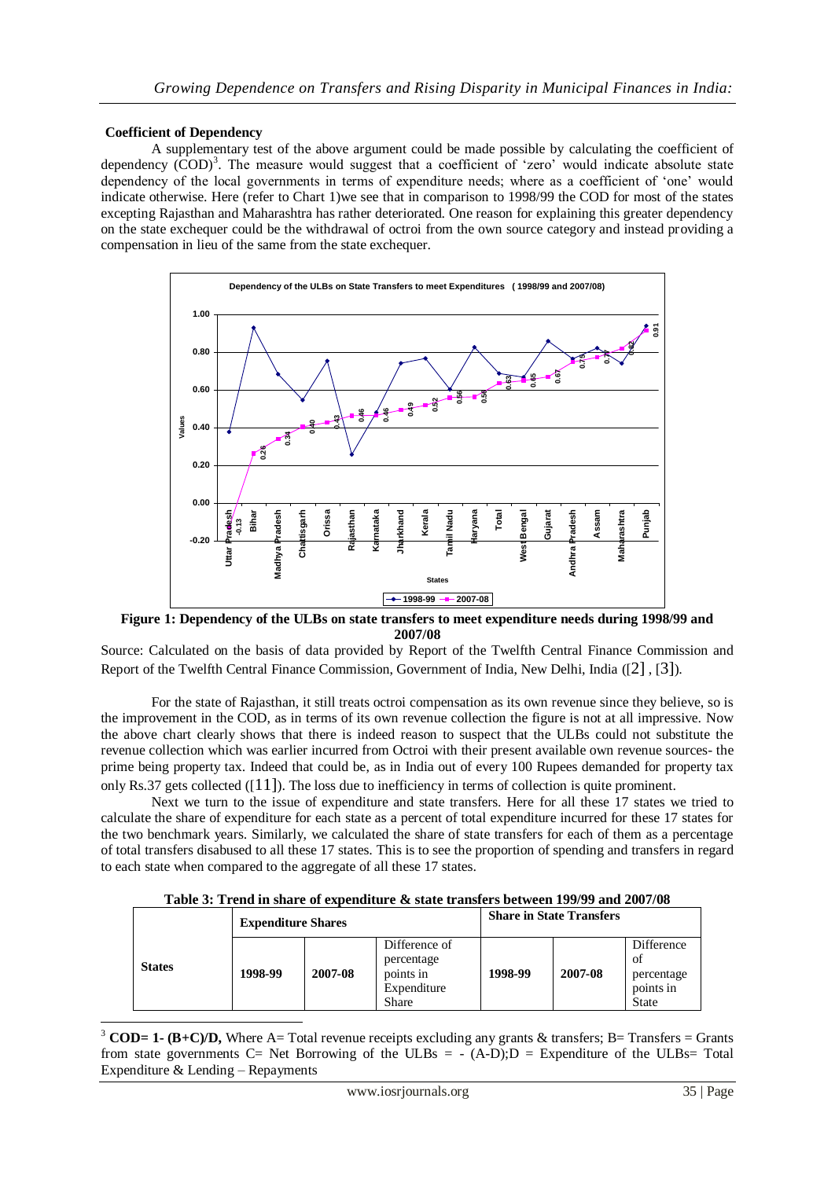**Coefficient of Dependency**

A supplementary test of the above argument could be made possible by calculating the coefficient of dependency (COD)[3]. The measure would suggest that a coefficient of 'zero' would indicate absolute state dependency of the local governments in terms of expenditure needs; where as a coefficient of 'one' would indicate otherwise. Here (refer to Chart 1)we see that in comparison to 1998/99 the COD for most of the states excepting Rajasthan and Maharashtra has rather deteriorated. One reason for explaining this greater dependency on the state exchequer could be the withdrawal of octroi from the own source category and instead providing a compensation in lieu of the same from the state exchequer.

**Figure 1: Dependency of the ULBs on state transfers to meet expenditure needs during 1998/99 and 2007/08**

Source: Calculated on the basis of data provided by Report of the Twelfth Central Finance Commission and Report of the Twelfth Central Finance Commission, Government of India, New Delhi, India ([2] , [3]).

For the state of Rajasthan, it still treats octroi compensation as its own revenue since they believe, so is the improvement in the COD, as in terms of its own revenue collection the figure is not at all impressive. Now the above chart clearly shows that there is indeed reason to suspect that the ULBs could not substitute the revenue collection which was earlier incurred from Octroi with their present available own revenue sources- the prime being property tax. Indeed that could be, as in India out of every 100 Rupees demanded for property tax only Rs.37 gets collected ([11]). The loss due to inefficiency in terms of collection is quite prominent.

Next we turn to the issue of expenditure and state transfers. Here for all these 17 states we tried to calculate the share of expenditure for each state as a percent of total expenditure incurred for these 17 states for the two benchmark years. Similarly, we calculated the share of state transfers for each of them as a percentage of total transfers disabused to all these 17 states. This is to see the proportion of spending and transfers in regard to each state when compared to the aggregate of all these 17 states.

**Table 3: Trend in share of expenditure & state transfers between 199/99 and 2007/08**

| States | Expenditure Shares | | | Share in State Transfers | | |
|---|---|---|---|---|---|---|
| | 1998-99 | 2007-08 | Difference of percentage points in Expenditure Share | 1998-99 | 2007-08 | Difference of percentage points in State |

[3] **COD= 1- (B+C)/D,** Where A= Total revenue receipts excluding any grants & transfers; B= Transfers = Grants from state governments C= Net Borrowing of the ULBs = - (A-D);D = Expenditure of the ULBs= Total Expenditure & Lending – Repayments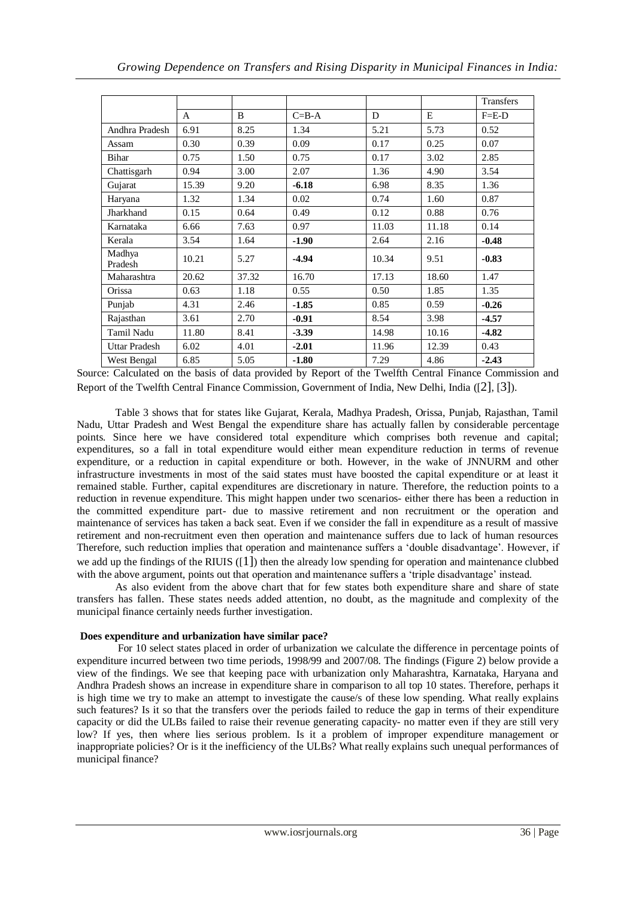|  |  |  |  |  |  | Transfers |
|---|---|---|---|---|---|---|
|  | A | B | C=B-A | D | E | F=E-D |
| Andhra Pradesh | 6.91 | 8.25 | 1.34 | 5.21 | 5.73 | 0.52 |
| Assam | 0.30 | 0.39 | 0.09 | 0.17 | 0.25 | 0.07 |
| Bihar | 0.75 | 1.50 | 0.75 | 0.17 | 3.02 | 2.85 |
| Chattisgarh | 0.94 | 3.00 | 2.07 | 1.36 | 4.90 | 3.54 |
| Gujarat | 15.39 | 9.20 | **-6.18** | 6.98 | 8.35 | 1.36 |
| Haryana | 1.32 | 1.34 | 0.02 | 0.74 | 1.60 | 0.87 |
| Jharkhand | 0.15 | 0.64 | 0.49 | 0.12 | 0.88 | 0.76 |
| Karnataka | 6.66 | 7.63 | 0.97 | 11.03 | 11.18 | 0.14 |
| Kerala | 3.54 | 1.64 | **-1.90** | 2.64 | 2.16 | **-0.48** |
| Madhya Pradesh | 10.21 | 5.27 | **-4.94** | 10.34 | 9.51 | **-0.83** |
| Maharashtra | 20.62 | 37.32 | 16.70 | 17.13 | 18.60 | 1.47 |
| Orissa | 0.63 | 1.18 | 0.55 | 0.50 | 1.85 | 1.35 |
| Punjab | 4.31 | 2.46 | **-1.85** | 0.85 | 0.59 | **-0.26** |
| Rajasthan | 3.61 | 2.70 | **-0.91** | 8.54 | 3.98 | **-4.57** |
| Tamil Nadu | 11.80 | 8.41 | **-3.39** | 14.98 | 10.16 | **-4.82** |
| Uttar Pradesh | 6.02 | 4.01 | **-2.01** | 11.96 | 12.39 | 0.43 |
| West Bengal | 6.85 | 5.05 | **-1.80** | 7.29 | 4.86 | **-2.43** |

Source: Calculated on the basis of data provided by Report of the Twelfth Central Finance Commission and Report of the Twelfth Central Finance Commission, Government of India, New Delhi, India ([2], [3]).

Table 3 shows that for states like Gujarat, Kerala, Madhya Pradesh, Orissa, Punjab, Rajasthan, Tamil Nadu, Uttar Pradesh and West Bengal the expenditure share has actually fallen by considerable percentage points. Since here we have considered total expenditure which comprises both revenue and capital; expenditures, so a fall in total expenditure would either mean expenditure reduction in terms of revenue expenditure, or a reduction in capital expenditure or both. However, in the wake of JNNURM and other infrastructure investments in most of the said states must have boosted the capital expenditure or at least it remained stable. Further, capital expenditures are discretionary in nature. Therefore, the reduction points to a reduction in revenue expenditure. This might happen under two scenarios- either there has been a reduction in the committed expenditure part- due to massive retirement and non recruitment or the operation and maintenance of services has taken a back seat. Even if we consider the fall in expenditure as a result of massive retirement and non-recruitment even then operation and maintenance suffers due to lack of human resources Therefore, such reduction implies that operation and maintenance suffers a 'double disadvantage'. However, if we add up the findings of the RIUIS ([1]) then the already low spending for operation and maintenance clubbed with the above argument, points out that operation and maintenance suffers a 'triple disadvantage' instead.

As also evident from the above chart that for few states both expenditure share and share of state transfers has fallen. These states needs added attention, no doubt, as the magnitude and complexity of the municipal finance certainly needs further investigation.

**Does expenditure and urbanization have similar pace?**

For 10 select states placed in order of urbanization we calculate the difference in percentage points of expenditure incurred between two time periods, 1998/99 and 2007/08. The findings (Figure 2) below provide a view of the findings. We see that keeping pace with urbanization only Maharashtra, Karnataka, Haryana and Andhra Pradesh shows an increase in expenditure share in comparison to all top 10 states. Therefore, perhaps it is high time we try to make an attempt to investigate the cause/s of these low spending. What really explains such features? Is it so that the transfers over the periods failed to reduce the gap in terms of their expenditure capacity or did the ULBs failed to raise their revenue generating capacity- no matter even if they are still very low? If yes, then where lies serious problem. Is it a problem of improper expenditure management or inappropriate policies? Or is it the inefficiency of the ULBs? What really explains such unequal performances of municipal finance?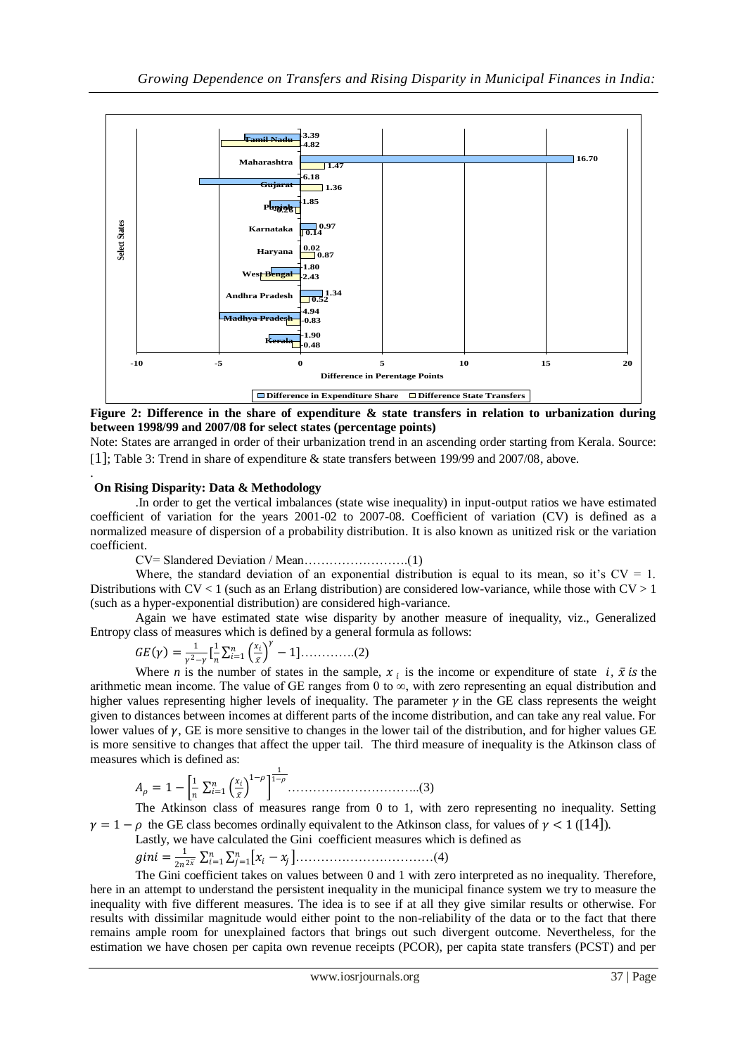Figure 2: Difference in the share of expenditure & state transfers in relation to urbanization during between 1998/99 and 2007/08 for select states (percentage points)

Note: States are arranged in order of their urbanization trend in an ascending order starting from Kerala. Source: [1]; Table 3: Trend in share of expenditure & state transfers between 199/99 and 2007/08, above.

.

**On Rising Disparity: Data & Methodology**

.In order to get the vertical imbalances (state wise inequality) in input-output ratios we have estimated coefficient of variation for the years 2001-02 to 2007-08. Coefficient of variation (CV) is defined as a normalized measure of dispersion of a probability distribution. It is also known as unitized risk or the variation coefficient.

CV= Slandered Deviation / Mean…………………….(1)

Where, the standard deviation of an exponential distribution is equal to its mean, so it's CV = 1. Distributions with CV < 1 (such as an Erlang distribution) are considered low-variance, while those with CV > 1 (such as a hyper-exponential distribution) are considered high-variance.

Again we have estimated state wise disparity by another measure of inequality, viz., Generalized Entropy class of measures which is defined by a general formula as follows:

$$GE(\gamma) = \frac{1}{\gamma^2 - \gamma}\left[\frac{1}{n}\sum_{i=1}^{n}\left(\frac{x_i}{\bar{x}}\right)^{\gamma} - 1\right] \text{………….(2)}$$

Where $n$ is the number of states in the sample, $x_i$ is the income or expenditure of state $i$, $\bar{x}$ *is* the arithmetic mean income. The value of GE ranges from 0 to ∞, with zero representing an equal distribution and higher values representing higher levels of inequality. The parameter $\gamma$ in the GE class represents the weight given to distances between incomes at different parts of the income distribution, and can take any real value. For lower values of $\gamma$, GE is more sensitive to changes in the lower tail of the distribution, and for higher values GE is more sensitive to changes that affect the upper tail. The third measure of inequality is the Atkinson class of measures which is defined as:

$$A_\rho = 1 - \left[\frac{1}{n}\sum_{i=1}^{n}\left(\frac{x_i}{\bar{x}}\right)^{1-\rho}\right]^{\frac{1}{1-\rho}} \text{…………………………..(3)}$$

The Atkinson class of measures range from 0 to 1, with zero representing no inequality. Setting $\gamma = 1 - \rho$ the GE class becomes ordinally equivalent to the Atkinson class, for values of $\gamma < 1$ ([14]).

Lastly, we have calculated the Gini coefficient measures which is defined as

$$gini = \frac{1}{2n^{2\bar{x}}}\sum_{i=1}^{n}\sum_{j=1}^{n}\left[x_i - x_j\right] \text{……………………………(4)}$$

The Gini coefficient takes on values between 0 and 1 with zero interpreted as no inequality. Therefore, here in an attempt to understand the persistent inequality in the municipal finance system we try to measure the inequality with five different measures. The idea is to see if at all they give similar results or otherwise. For results with dissimilar magnitude would either point to the non-reliability of the data or to the fact that there remains ample room for unexplained factors that brings out such divergent outcome. Nevertheless, for the estimation we have chosen per capita own revenue receipts (PCOR), per capita state transfers (PCST) and per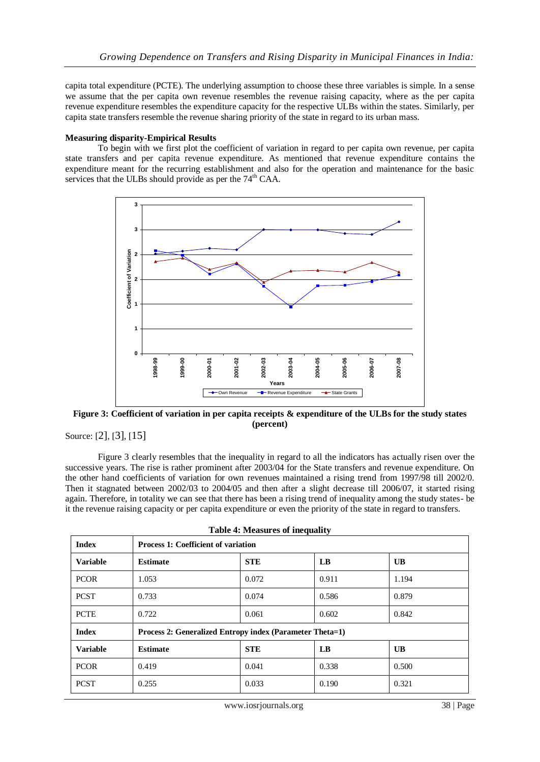capita total expenditure (PCTE). The underlying assumption to choose these three variables is simple. In a sense we assume that the per capita own revenue resembles the revenue raising capacity, where as the per capita revenue expenditure resembles the expenditure capacity for the respective ULBs within the states. Similarly, per capita state transfers resemble the revenue sharing priority of the state in regard to its urban mass.

**Measuring disparity-Empirical Results**

To begin with we first plot the coefficient of variation in regard to per capita own revenue, per capita state transfers and per capita revenue expenditure. As mentioned that revenue expenditure contains the expenditure meant for the recurring establishment and also for the operation and maintenance for the basic services that the ULBs should provide as per the 74th CAA.

**Figure 3: Coefficient of variation in per capita receipts & expenditure of the ULBs for the study states (percent)**

Source: [2], [3], [15]

Figure 3 clearly resembles that the inequality in regard to all the indicators has actually risen over the successive years. The rise is rather prominent after 2003/04 for the State transfers and revenue expenditure. On the other hand coefficients of variation for own revenues maintained a rising trend from 1997/98 till 2002/0. Then it stagnated between 2002/03 to 2004/05 and then after a slight decrease till 2006/07, it started rising again. Therefore, in totality we can see that there has been a rising trend of inequality among the study states- be it the revenue raising capacity or per capita expenditure or even the priority of the state in regard to transfers.

**Table 4: Measures of inequality**

| **Index** | **Process 1: Coefficient of variation** | | | |
|---|---|---|---|---|
| **Variable** | **Estimate** | **STE** | **LB** | **UB** |
| PCOR | 1.053 | 0.072 | 0.911 | 1.194 |
| PCST | 0.733 | 0.074 | 0.586 | 0.879 |
| PCTE | 0.722 | 0.061 | 0.602 | 0.842 |
| **Index** | **Process 2: Generalized Entropy index (Parameter Theta=1)** | | | |
| **Variable** | **Estimate** | **STE** | **LB** | **UB** |
| PCOR | 0.419 | 0.041 | 0.338 | 0.500 |
| PCST | 0.255 | 0.033 | 0.190 | 0.321 |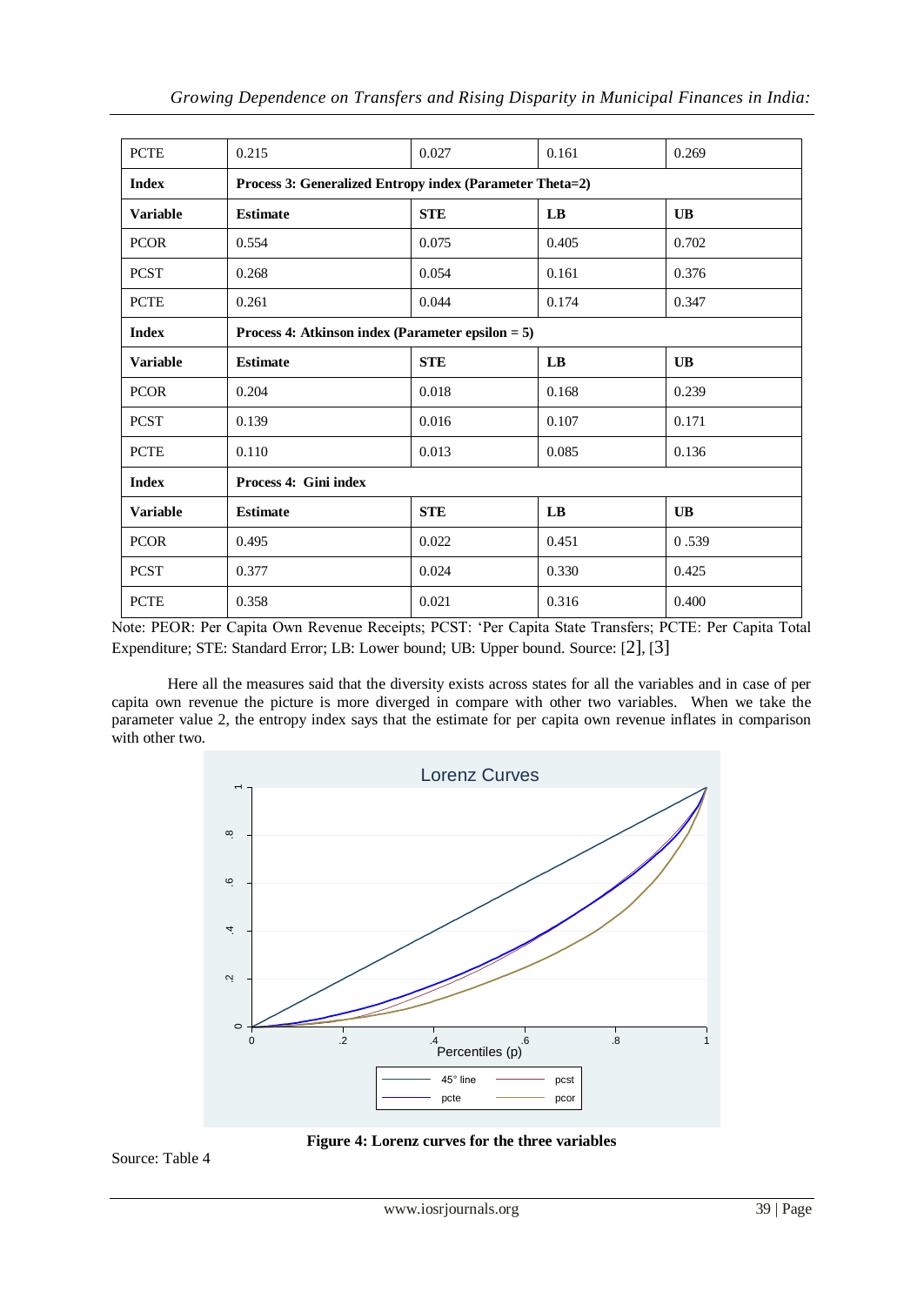| PCTE | 0.215 | 0.027 | 0.161 | 0.269 |
|---|---|---|---|---|
| **Index** | **Process 3: Generalized Entropy index (Parameter Theta=2)** | | | |
| **Variable** | **Estimate** | **STE** | **LB** | **UB** |
| PCOR | 0.554 | 0.075 | 0.405 | 0.702 |
| PCST | 0.268 | 0.054 | 0.161 | 0.376 |
| PCTE | 0.261 | 0.044 | 0.174 | 0.347 |
| **Index** | **Process 4: Atkinson index (Parameter epsilon = 5)** | | | |
| **Variable** | **Estimate** | **STE** | **LB** | **UB** |
| PCOR | 0.204 | 0.018 | 0.168 | 0.239 |
| PCST | 0.139 | 0.016 | 0.107 | 0.171 |
| PCTE | 0.110 | 0.013 | 0.085 | 0.136 |
| **Index** | **Process 4: Gini index** | | | |
| **Variable** | **Estimate** | **STE** | **LB** | **UB** |
| PCOR | 0.495 | 0.022 | 0.451 | 0 .539 |
| PCST | 0.377 | 0.024 | 0.330 | 0.425 |
| PCTE | 0.358 | 0.021 | 0.316 | 0.400 |

Note: PEOR: Per Capita Own Revenue Receipts; PCST: 'Per Capita State Transfers; PCTE: Per Capita Total Expenditure; STE: Standard Error; LB: Lower bound; UB: Upper bound. Source: [2], [3]

Here all the measures said that the diversity exists across states for all the variables and in case of per capita own revenue the picture is more diverged in compare with other two variables. When we take the parameter value 2, the entropy index says that the estimate for per capita own revenue inflates in comparison with other two.

**Figure 4: Lorenz curves for the three variables**

Source: Table 4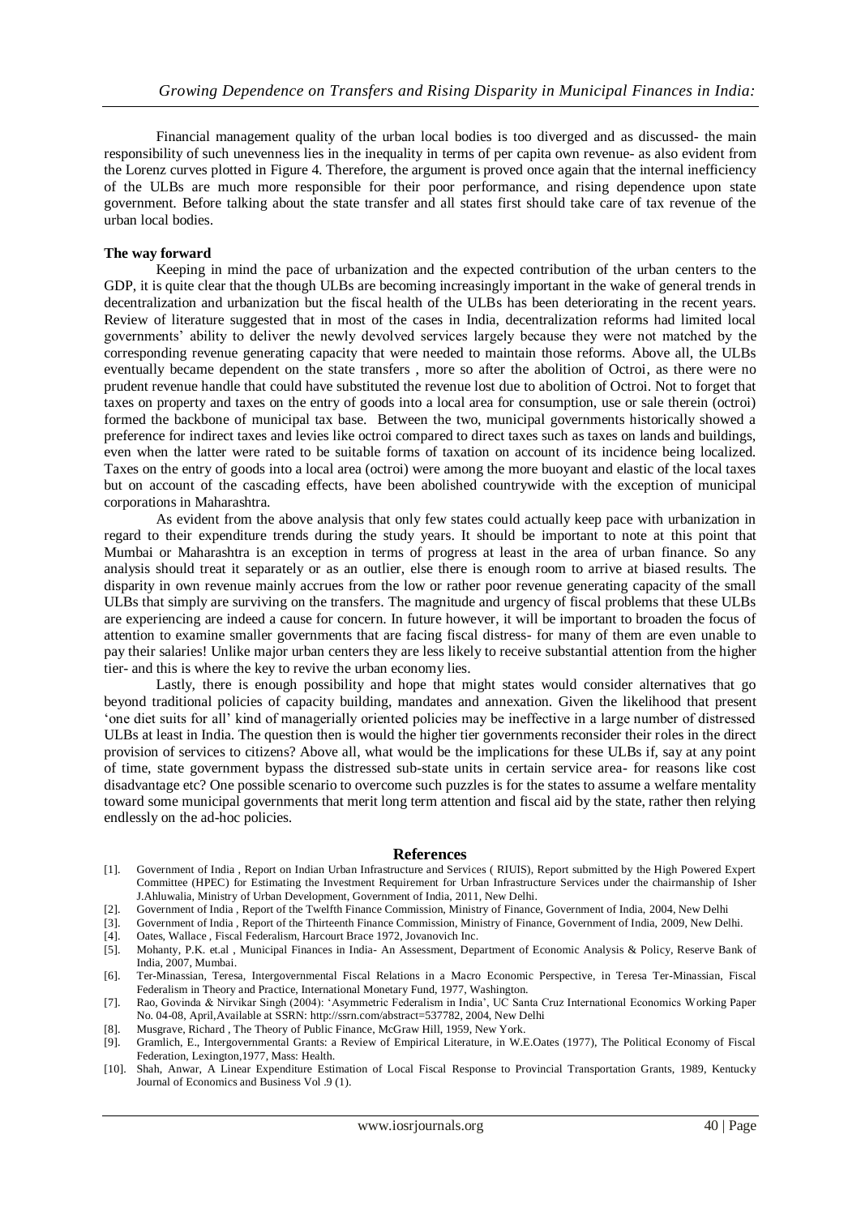Financial management quality of the urban local bodies is too diverged and as discussed- the main responsibility of such unevenness lies in the inequality in terms of per capita own revenue- as also evident from the Lorenz curves plotted in Figure 4. Therefore, the argument is proved once again that the internal inefficiency of the ULBs are much more responsible for their poor performance, and rising dependence upon state government. Before talking about the state transfer and all states first should take care of tax revenue of the urban local bodies.

**The way forward**

Keeping in mind the pace of urbanization and the expected contribution of the urban centers to the GDP, it is quite clear that the though ULBs are becoming increasingly important in the wake of general trends in decentralization and urbanization but the fiscal health of the ULBs has been deteriorating in the recent years. Review of literature suggested that in most of the cases in India, decentralization reforms had limited local governments' ability to deliver the newly devolved services largely because they were not matched by the corresponding revenue generating capacity that were needed to maintain those reforms. Above all, the ULBs eventually became dependent on the state transfers , more so after the abolition of Octroi, as there were no prudent revenue handle that could have substituted the revenue lost due to abolition of Octroi. Not to forget that taxes on property and taxes on the entry of goods into a local area for consumption, use or sale therein (octroi) formed the backbone of municipal tax base. Between the two, municipal governments historically showed a preference for indirect taxes and levies like octroi compared to direct taxes such as taxes on lands and buildings, even when the latter were rated to be suitable forms of taxation on account of its incidence being localized. Taxes on the entry of goods into a local area (octroi) were among the more buoyant and elastic of the local taxes but on account of the cascading effects, have been abolished countrywide with the exception of municipal corporations in Maharashtra.

As evident from the above analysis that only few states could actually keep pace with urbanization in regard to their expenditure trends during the study years. It should be important to note at this point that Mumbai or Maharashtra is an exception in terms of progress at least in the area of urban finance. So any analysis should treat it separately or as an outlier, else there is enough room to arrive at biased results. The disparity in own revenue mainly accrues from the low or rather poor revenue generating capacity of the small ULBs that simply are surviving on the transfers. The magnitude and urgency of fiscal problems that these ULBs are experiencing are indeed a cause for concern. In future however, it will be important to broaden the focus of attention to examine smaller governments that are facing fiscal distress- for many of them are even unable to pay their salaries! Unlike major urban centers they are less likely to receive substantial attention from the higher tier- and this is where the key to revive the urban economy lies.

Lastly, there is enough possibility and hope that might states would consider alternatives that go beyond traditional policies of capacity building, mandates and annexation. Given the likelihood that present 'one diet suits for all' kind of managerially oriented policies may be ineffective in a large number of distressed ULBs at least in India. The question then is would the higher tier governments reconsider their roles in the direct provision of services to citizens? Above all, what would be the implications for these ULBs if, say at any point of time, state government bypass the distressed sub-state units in certain service area- for reasons like cost disadvantage etc? One possible scenario to overcome such puzzles is for the states to assume a welfare mentality toward some municipal governments that merit long term attention and fiscal aid by the state, rather then relying endlessly on the ad-hoc policies.

## References

[1]. Government of India , Report on Indian Urban Infrastructure and Services ( RIUIS), Report submitted by the High Powered Expert Committee (HPEC) for Estimating the Investment Requirement for Urban Infrastructure Services under the chairmanship of Isher J.Ahluwalia, Ministry of Urban Development, Government of India, 2011, New Delhi.

[2]. Government of India , Report of the Twelfth Finance Commission, Ministry of Finance, Government of India, 2004, New Delhi

[3]. Government of India , Report of the Thirteenth Finance Commission, Ministry of Finance, Government of India, 2009, New Delhi.

[4]. Oates, Wallace , Fiscal Federalism, Harcourt Brace 1972, Jovanovich Inc.

[5]. Mohanty, P.K. et.al , Municipal Finances in India- An Assessment, Department of Economic Analysis & Policy, Reserve Bank of India, 2007, Mumbai.

[6]. Ter-Minassian, Teresa, Intergovernmental Fiscal Relations in a Macro Economic Perspective, in Teresa Ter-Minassian, Fiscal Federalism in Theory and Practice, International Monetary Fund, 1977, Washington.

[7]. Rao, Govinda & Nirvikar Singh (2004): 'Asymmetric Federalism in India', UC Santa Cruz International Economics Working Paper No. 04-08, April,Available at SSRN: http://ssrn.com/abstract=537782, 2004, New Delhi

[8]. Musgrave, Richard , The Theory of Public Finance, McGraw Hill, 1959, New York.

[9]. Gramlich, E., Intergovernmental Grants: a Review of Empirical Literature, in W.E.Oates (1977), The Political Economy of Fiscal Federation, Lexington,1977, Mass: Health.

[10]. Shah, Anwar, A Linear Expenditure Estimation of Local Fiscal Response to Provincial Transportation Grants, 1989, Kentucky Journal of Economics and Business Vol .9 (1).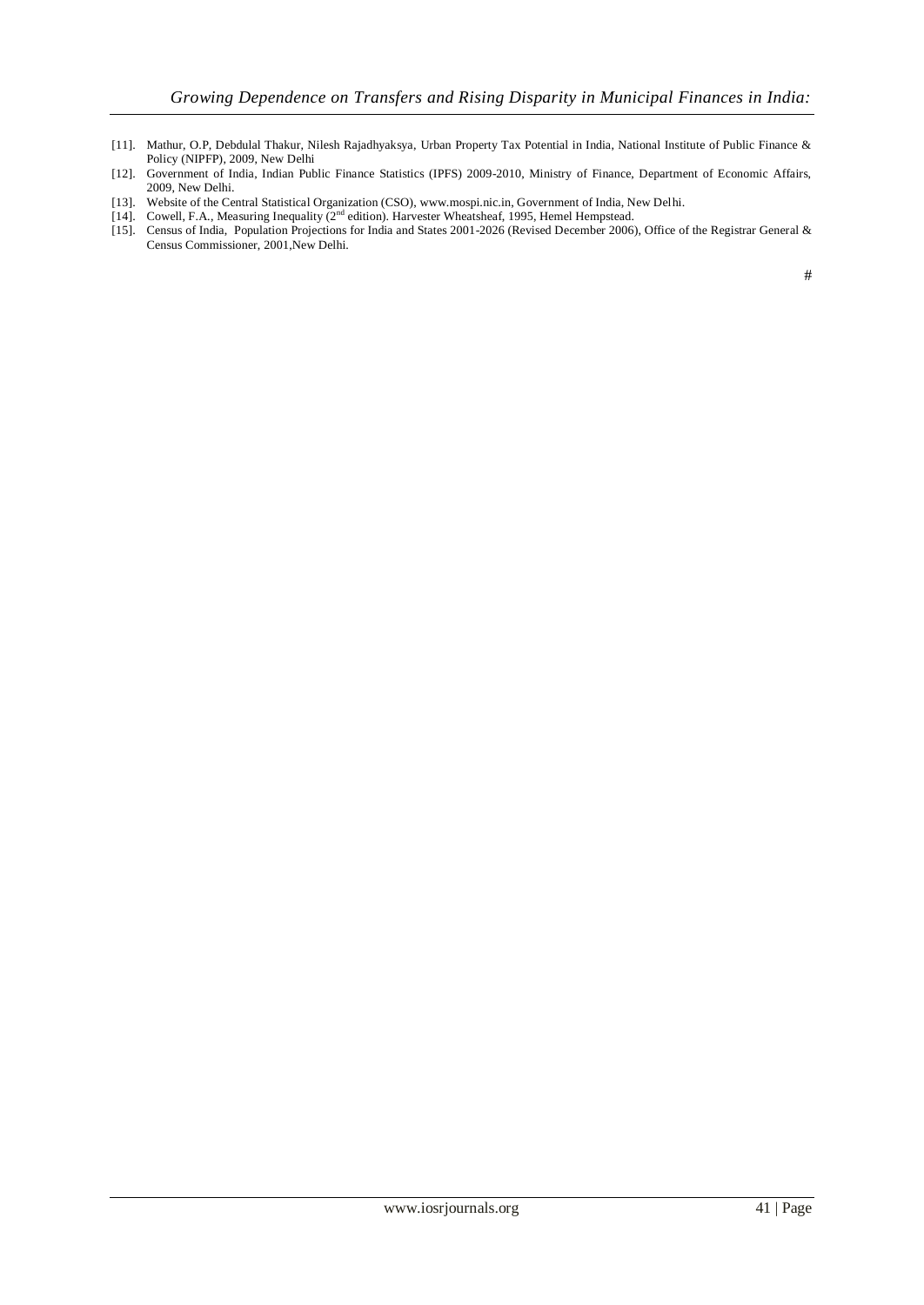[11]. Mathur, O.P, Debdulal Thakur, Nilesh Rajadhyaksya, Urban Property Tax Potential in India, National Institute of Public Finance & Policy (NIPFP), 2009, New Delhi

[12]. Government of India, Indian Public Finance Statistics (IPFS) 2009-2010, Ministry of Finance, Department of Economic Affairs, 2009, New Delhi.

[13]. Website of the Central Statistical Organization (CSO), www.mospi.nic.in, Government of India, New Delhi.

[14]. Cowell, F.A., Measuring Inequality (2nd edition). Harvester Wheatsheaf, 1995, Hemel Hempstead.

[15]. Census of India, Population Projections for India and States 2001-2026 (Revised December 2006), Office of the Registrar General & Census Commissioner, 2001,New Delhi.

#